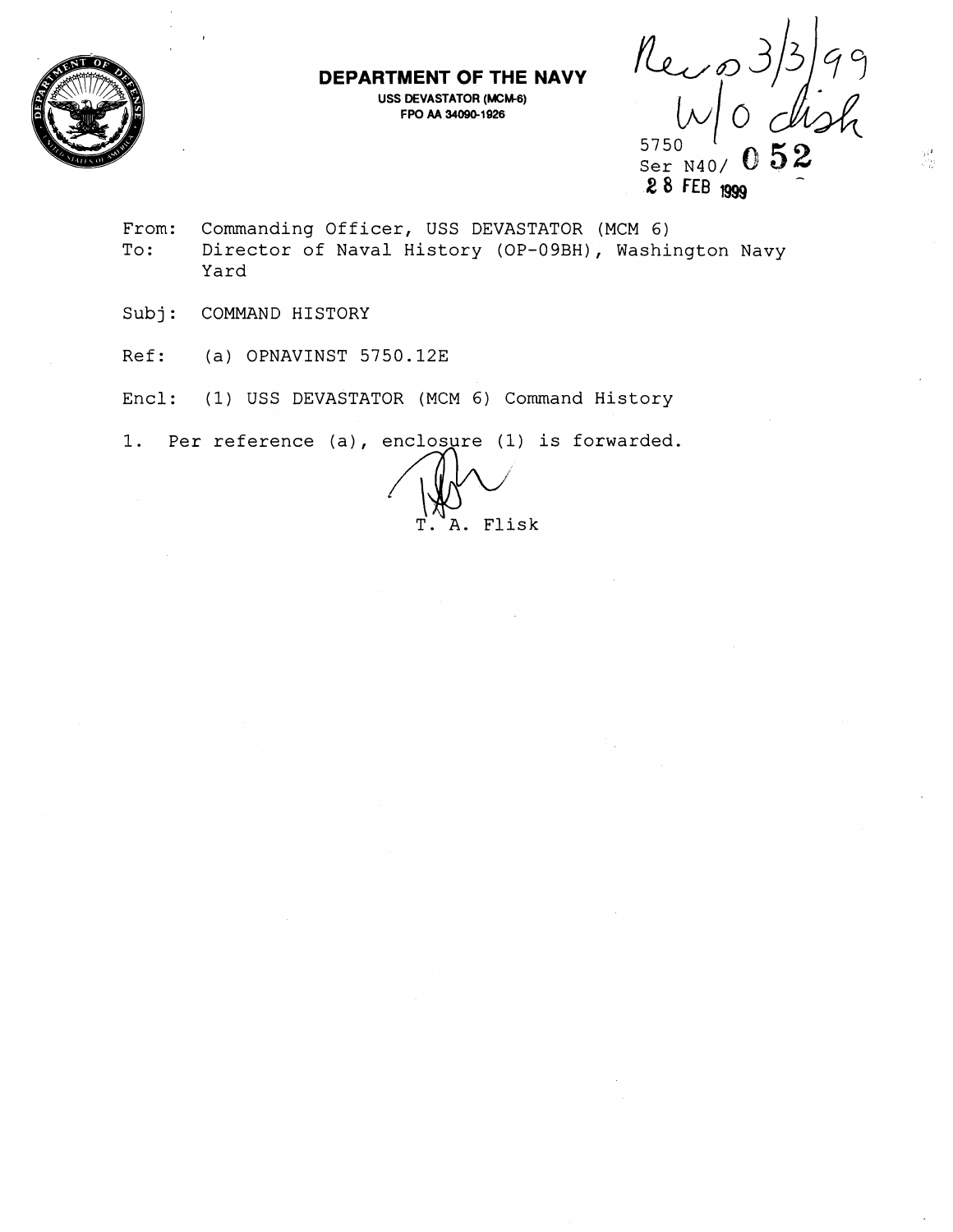**DEPARTMENT OF THE NAVY**
USS DEVASTATOR (MCM-6)
FPO AA 34090-1926

Rec'd 3/3/99
w/o disk

5750
Ser N40/ 052
28 FEB 1999

From: Commanding Officer, USS DEVASTATOR (MCM 6)
To: Director of Naval History (OP-09BH), Washington Navy Yard

Subj: COMMAND HISTORY

Ref: (a) OPNAVINST 5750.12E

Encl: (1) USS DEVASTATOR (MCM 6) Command History

1. Per reference (a), enclosure (1) is forwarded.

T. A. Flisk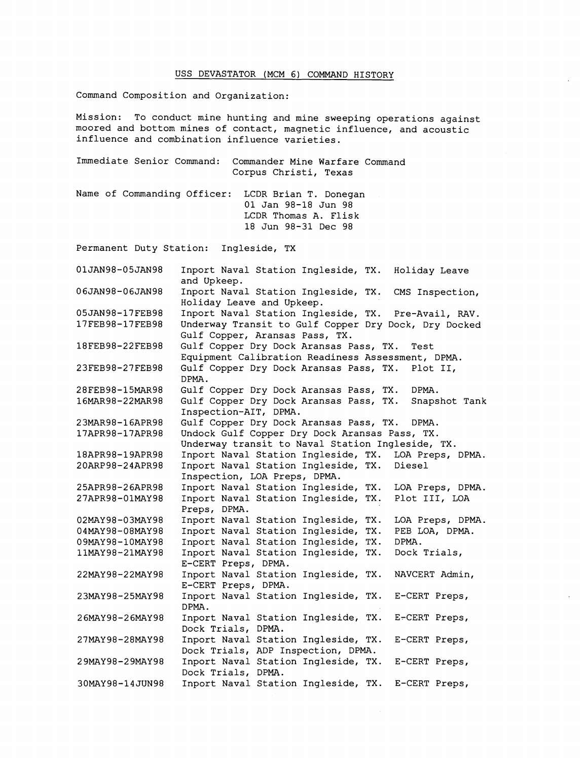USS DEVASTATOR (MCM 6) COMMAND HISTORY

Command Composition and Organization:

Mission: To conduct mine hunting and mine sweeping operations against moored and bottom mines of contact, magnetic influence, and acoustic influence and combination influence varieties.

Immediate Senior Command: Commander Mine Warfare Command
Corpus Christi, Texas

Name of Commanding Officer: LCDR Brian T. Donegan
01 Jan 98-18 Jun 98
LCDR Thomas A. Flisk
18 Jun 98-31 Dec 98

Permanent Duty Station: Ingleside, TX

| | |
|---|---|
| 01JAN98-05JAN98 | Inport Naval Station Ingleside, TX. Holiday Leave and Upkeep. |
| 06JAN98-06JAN98 | Inport Naval Station Ingleside, TX. CMS Inspection, Holiday Leave and Upkeep. |
| 05JAN98-17FEB98 | Inport Naval Station Ingleside, TX. Pre-Avail, RAV. |
| 17FEB98-17FEB98 | Underway Transit to Gulf Copper Dry Dock, Dry Docked Gulf Copper, Aransas Pass, TX. |
| 18FEB98-22FEB98 | Gulf Copper Dry Dock Aransas Pass, TX. Test Equipment Calibration Readiness Assessment, DPMA. |
| 23FEB98-27FEB98 | Gulf Copper Dry Dock Aransas Pass, TX. Plot II, DPMA. |
| 28FEB98-15MAR98 | Gulf Copper Dry Dock Aransas Pass, TX. DPMA. |
| 16MAR98-22MAR98 | Gulf Copper Dry Dock Aransas Pass, TX. Snapshot Tank Inspection-AIT, DPMA. |
| 23MAR98-16APR98 | Gulf Copper Dry Dock Aransas Pass, TX. DPMA. |
| 17APR98-17APR98 | Undock Gulf Copper Dry Dock Aransas Pass, TX. Underway transit to Naval Station Ingleside, TX. |
| 18APR98-19APR98 | Inport Naval Station Ingleside, TX. LOA Preps, DPMA. |
| 20ARP98-24APR98 | Inport Naval Station Ingleside, TX. Diesel Inspection, LOA Preps, DPMA. |
| 25APR98-26APR98 | Inport Naval Station Ingleside, TX. LOA Preps, DPMA. |
| 27APR98-01MAY98 | Inport Naval Station Ingleside, TX. Plot III, LOA Preps, DPMA. |
| 02MAY98-03MAY98 | Inport Naval Station Ingleside, TX. LOA Preps, DPMA. |
| 04MAY98-08MAY98 | Inport Naval Station Ingleside, TX. PEB LOA, DPMA. |
| 09MAY98-10MAY98 | Inport Naval Station Ingleside, TX. DPMA. |
| 11MAY98-21MAY98 | Inport Naval Station Ingleside, TX. Dock Trials, E-CERT Preps, DPMA. |
| 22MAY98-22MAY98 | Inport Naval Station Ingleside, TX. NAVCERT Admin, E-CERT Preps, DPMA. |
| 23MAY98-25MAY98 | Inport Naval Station Ingleside, TX. E-CERT Preps, DPMA. |
| 26MAY98-26MAY98 | Inport Naval Station Ingleside, TX. E-CERT Preps, Dock Trials, DPMA. |
| 27MAY98-28MAY98 | Inport Naval Station Ingleside, TX. E-CERT Preps, Dock Trials, ADP Inspection, DPMA. |
| 29MAY98-29MAY98 | Inport Naval Station Ingleside, TX. E-CERT Preps, Dock Trials, DPMA. |
| 30MAY98-14JUN98 | Inport Naval Station Ingleside, TX. E-CERT Preps, |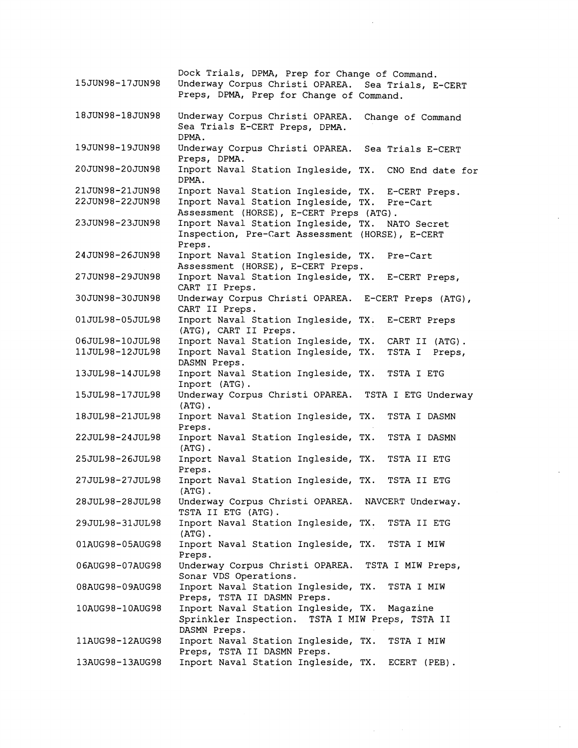| | |
|---|---|
| | Dock Trials, DPMA, Prep for Change of Command. |
| 15JUN98-17JUN98 | Underway Corpus Christi OPAREA. Sea Trials, E-CERT Preps, DPMA, Prep for Change of Command. |
| 18JUN98-18JUN98 | Underway Corpus Christi OPAREA. Change of Command Sea Trials E-CERT Preps, DPMA. DPMA. |
| 19JUN98-19JUN98 | Underway Corpus Christi OPAREA. Sea Trials E-CERT Preps, DPMA. |
| 20JUN98-20JUN98 | Inport Naval Station Ingleside, TX. CNO End date for DPMA. |
| 21JUN98-21JUN98 | Inport Naval Station Ingleside, TX. E-CERT Preps. |
| 22JUN98-22JUN98 | Inport Naval Station Ingleside, TX. Pre-Cart Assessment (HORSE), E-CERT Preps (ATG). |
| 23JUN98-23JUN98 | Inport Naval Station Ingleside, TX. NATO Secret Inspection, Pre-Cart Assessment (HORSE), E-CERT Preps. |
| 24JUN98-26JUN98 | Inport Naval Station Ingleside, TX. Pre-Cart Assessment (HORSE), E-CERT Preps. |
| 27JUN98-29JUN98 | Inport Naval Station Ingleside, TX. E-CERT Preps, CART II Preps. |
| 30JUN98-30JUN98 | Underway Corpus Christi OPAREA. E-CERT Preps (ATG), CART II Preps. |
| 01JUL98-05JUL98 | Inport Naval Station Ingleside, TX. E-CERT Preps (ATG), CART II Preps. |
| 06JUL98-10JUL98 | Inport Naval Station Ingleside, TX. CART II (ATG). |
| 11JUL98-12JUL98 | Inport Naval Station Ingleside, TX. TSTA I Preps, DASMN Preps. |
| 13JUL98-14JUL98 | Inport Naval Station Ingleside, TX. TSTA I ETG Inport (ATG). |
| 15JUL98-17JUL98 | Underway Corpus Christi OPAREA. TSTA I ETG Underway (ATG). |
| 18JUL98-21JUL98 | Inport Naval Station Ingleside, TX. TSTA I DASMN Preps. |
| 22JUL98-24JUL98 | Inport Naval Station Ingleside, TX. TSTA I DASMN (ATG). |
| 25JUL98-26JUL98 | Inport Naval Station Ingleside, TX. TSTA II ETG Preps. |
| 27JUL98-27JUL98 | Inport Naval Station Ingleside, TX. TSTA II ETG (ATG). |
| 28JUL98-28JUL98 | Underway Corpus Christi OPAREA. NAVCERT Underway. TSTA II ETG (ATG). |
| 29JUL98-31JUL98 | Inport Naval Station Ingleside, TX. TSTA II ETG (ATG). |
| 01AUG98-05AUG98 | Inport Naval Station Ingleside, TX. TSTA I MIW Preps. |
| 06AUG98-07AUG98 | Underway Corpus Christi OPAREA. TSTA I MIW Preps, Sonar VDS Operations. |
| 08AUG98-09AUG98 | Inport Naval Station Ingleside, TX. TSTA I MIW Preps, TSTA II DASMN Preps. |
| 10AUG98-10AUG98 | Inport Naval Station Ingleside, TX. Magazine Sprinkler Inspection. TSTA I MIW Preps, TSTA II DASMN Preps. |
| 11AUG98-12AUG98 | Inport Naval Station Ingleside, TX. TSTA I MIW Preps, TSTA II DASMN Preps. |
| 13AUG98-13AUG98 | Inport Naval Station Ingleside, TX. ECERT (PEB). |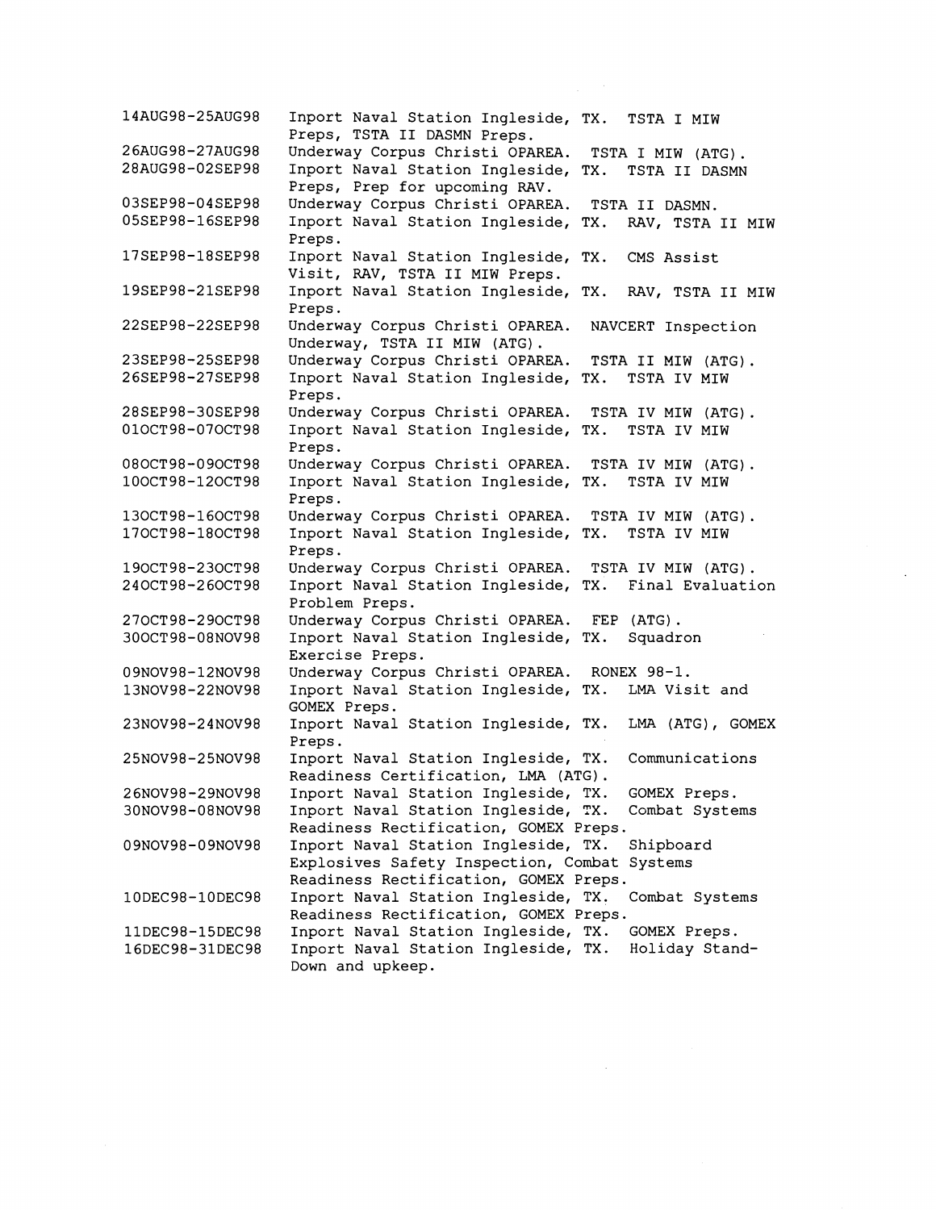| | |
|---|---|
| 14AUG98-25AUG98 | Inport Naval Station Ingleside, TX. TSTA I MIW Preps, TSTA II DASMN Preps. |
| 26AUG98-27AUG98 | Underway Corpus Christi OPAREA. TSTA I MIW (ATG). |
| 28AUG98-02SEP98 | Inport Naval Station Ingleside, TX. TSTA II DASMN Preps, Prep for upcoming RAV. |
| 03SEP98-04SEP98 | Underway Corpus Christi OPAREA. TSTA II DASMN. |
| 05SEP98-16SEP98 | Inport Naval Station Ingleside, TX. RAV, TSTA II MIW Preps. |
| 17SEP98-18SEP98 | Inport Naval Station Ingleside, TX. CMS Assist Visit, RAV, TSTA II MIW Preps. |
| 19SEP98-21SEP98 | Inport Naval Station Ingleside, TX. RAV, TSTA II MIW Preps. |
| 22SEP98-22SEP98 | Underway Corpus Christi OPAREA. NAVCERT Inspection Underway, TSTA II MIW (ATG). |
| 23SEP98-25SEP98 | Underway Corpus Christi OPAREA. TSTA II MIW (ATG). |
| 26SEP98-27SEP98 | Inport Naval Station Ingleside, TX. TSTA IV MIW Preps. |
| 28SEP98-30SEP98 | Underway Corpus Christi OPAREA. TSTA IV MIW (ATG). |
| 01OCT98-07OCT98 | Inport Naval Station Ingleside, TX. TSTA IV MIW Preps. |
| 08OCT98-09OCT98 | Underway Corpus Christi OPAREA. TSTA IV MIW (ATG). |
| 10OCT98-12OCT98 | Inport Naval Station Ingleside, TX. TSTA IV MIW Preps. |
| 13OCT98-16OCT98 | Underway Corpus Christi OPAREA. TSTA IV MIW (ATG). |
| 17OCT98-18OCT98 | Inport Naval Station Ingleside, TX. TSTA IV MIW Preps. |
| 19OCT98-23OCT98 | Underway Corpus Christi OPAREA. TSTA IV MIW (ATG). |
| 24OCT98-26OCT98 | Inport Naval Station Ingleside, TX. Final Evaluation Problem Preps. |
| 27OCT98-29OCT98 | Underway Corpus Christi OPAREA. FEP (ATG). |
| 30OCT98-08NOV98 | Inport Naval Station Ingleside, TX. Squadron Exercise Preps. |
| 09NOV98-12NOV98 | Underway Corpus Christi OPAREA. RONEX 98-1. |
| 13NOV98-22NOV98 | Inport Naval Station Ingleside, TX. LMA Visit and GOMEX Preps. |
| 23NOV98-24NOV98 | Inport Naval Station Ingleside, TX. LMA (ATG), GOMEX Preps. |
| 25NOV98-25NOV98 | Inport Naval Station Ingleside, TX. Communications Readiness Certification, LMA (ATG). |
| 26NOV98-29NOV98 | Inport Naval Station Ingleside, TX. GOMEX Preps. |
| 30NOV98-08NOV98 | Inport Naval Station Ingleside, TX. Combat Systems Readiness Rectification, GOMEX Preps. |
| 09NOV98-09NOV98 | Inport Naval Station Ingleside, TX. Shipboard Explosives Safety Inspection, Combat Systems Readiness Rectification, GOMEX Preps. |
| 10DEC98-10DEC98 | Inport Naval Station Ingleside, TX. Combat Systems Readiness Rectification, GOMEX Preps. |
| 11DEC98-15DEC98 | Inport Naval Station Ingleside, TX. GOMEX Preps. |
| 16DEC98-31DEC98 | Inport Naval Station Ingleside, TX. Holiday Stand-Down and upkeep. |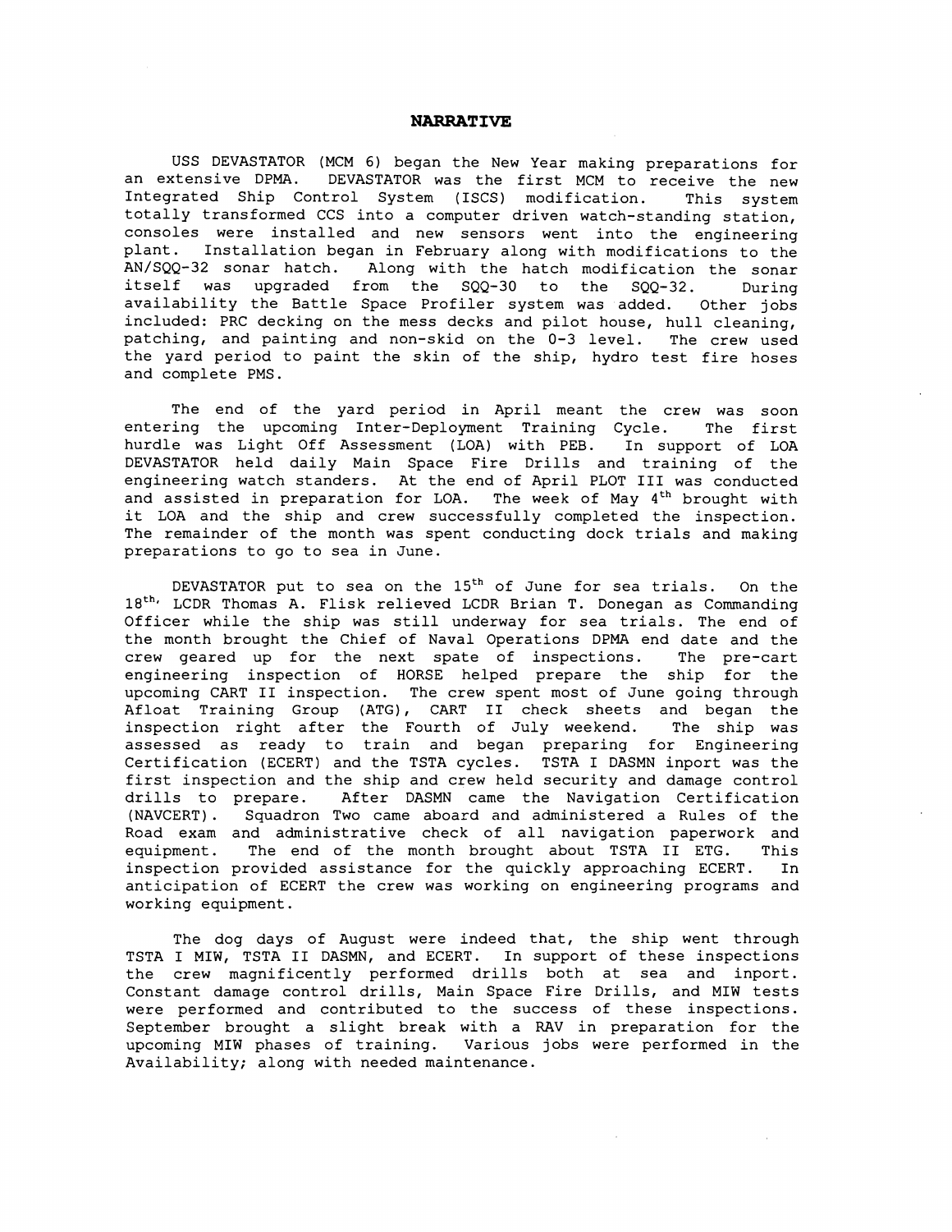# NARRATIVE

USS DEVASTATOR (MCM 6) began the New Year making preparations for an extensive DPMA. DEVASTATOR was the first MCM to receive the new Integrated Ship Control System (ISCS) modification. This system totally transformed CCS into a computer driven watch-standing station, consoles were installed and new sensors went into the engineering plant. Installation began in February along with modifications to the AN/SQQ-32 sonar hatch. Along with the hatch modification the sonar itself was upgraded from the SQQ-30 to the SQQ-32. During availability the Battle Space Profiler system was added. Other jobs included: PRC decking on the mess decks and pilot house, hull cleaning, patching, and painting and non-skid on the 0-3 level. The crew used the yard period to paint the skin of the ship, hydro test fire hoses and complete PMS.

The end of the yard period in April meant the crew was soon entering the upcoming Inter-Deployment Training Cycle. The first hurdle was Light Off Assessment (LOA) with PEB. In support of LOA DEVASTATOR held daily Main Space Fire Drills and training of the engineering watch standers. At the end of April PLOT III was conducted and assisted in preparation for LOA. The week of May 4th brought with it LOA and the ship and crew successfully completed the inspection. The remainder of the month was spent conducting dock trials and making preparations to go to sea in June.

DEVASTATOR put to sea on the 15th of June for sea trials. On the 18th, LCDR Thomas A. Flisk relieved LCDR Brian T. Donegan as Commanding Officer while the ship was still underway for sea trials. The end of the month brought the Chief of Naval Operations DPMA end date and the crew geared up for the next spate of inspections. The pre-cart engineering inspection of HORSE helped prepare the ship for the upcoming CART II inspection. The crew spent most of June going through Afloat Training Group (ATG), CART II check sheets and began the inspection right after the Fourth of July weekend. The ship was assessed as ready to train and began preparing for Engineering Certification (ECERT) and the TSTA cycles. TSTA I DASMN inport was the first inspection and the ship and crew held security and damage control drills to prepare. After DASMN came the Navigation Certification (NAVCERT). Squadron Two came aboard and administered a Rules of the Road exam and administrative check of all navigation paperwork and equipment. The end of the month brought about TSTA II ETG. This inspection provided assistance for the quickly approaching ECERT. In anticipation of ECERT the crew was working on engineering programs and working equipment.

The dog days of August were indeed that, the ship went through TSTA I MIW, TSTA II DASMN, and ECERT. In support of these inspections the crew magnificently performed drills both at sea and inport. Constant damage control drills, Main Space Fire Drills, and MIW tests were performed and contributed to the success of these inspections. September brought a slight break with a RAV in preparation for the upcoming MIW phases of training. Various jobs were performed in the Availability; along with needed maintenance.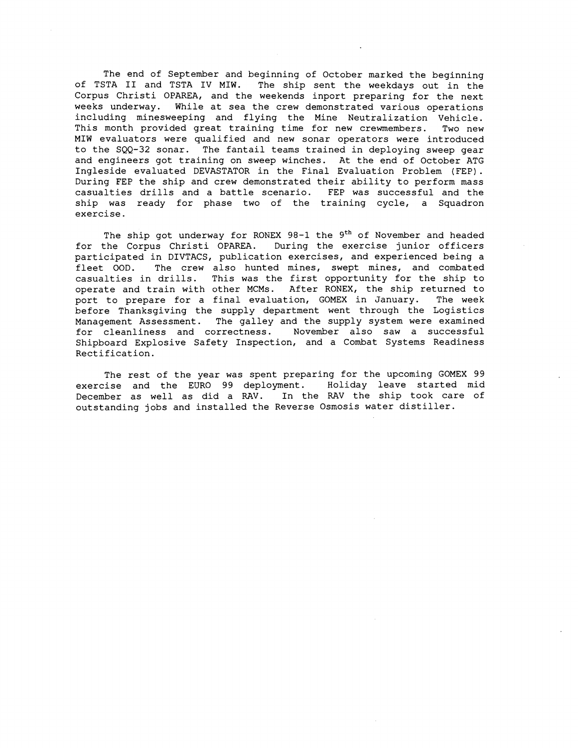The end of September and beginning of October marked the beginning of TSTA II and TSTA IV MIW. The ship sent the weekdays out in the Corpus Christi OPAREA, and the weekends inport preparing for the next weeks underway. While at sea the crew demonstrated various operations including minesweeping and flying the Mine Neutralization Vehicle. This month provided great training time for new crewmembers. Two new MIW evaluators were qualified and new sonar operators were introduced to the SQQ-32 sonar. The fantail teams trained in deploying sweep gear and engineers got training on sweep winches. At the end of October ATG Ingleside evaluated DEVASTATOR in the Final Evaluation Problem (FEP). During FEP the ship and crew demonstrated their ability to perform mass casualties drills and a battle scenario. FEP was successful and the ship was ready for phase two of the training cycle, a Squadron exercise.

The ship got underway for RONEX 98-1 the 9th of November and headed for the Corpus Christi OPAREA. During the exercise junior officers participated in DIVTACS, publication exercises, and experienced being a fleet OOD. The crew also hunted mines, swept mines, and combated casualties in drills. This was the first opportunity for the ship to operate and train with other MCMs. After RONEX, the ship returned to port to prepare for a final evaluation, GOMEX in January. The week before Thanksgiving the supply department went through the Logistics Management Assessment. The galley and the supply system were examined for cleanliness and correctness. November also saw a successful Shipboard Explosive Safety Inspection, and a Combat Systems Readiness Rectification.

The rest of the year was spent preparing for the upcoming GOMEX 99 exercise and the EURO 99 deployment. Holiday leave started mid December as well as did a RAV. In the RAV the ship took care of outstanding jobs and installed the Reverse Osmosis water distiller.